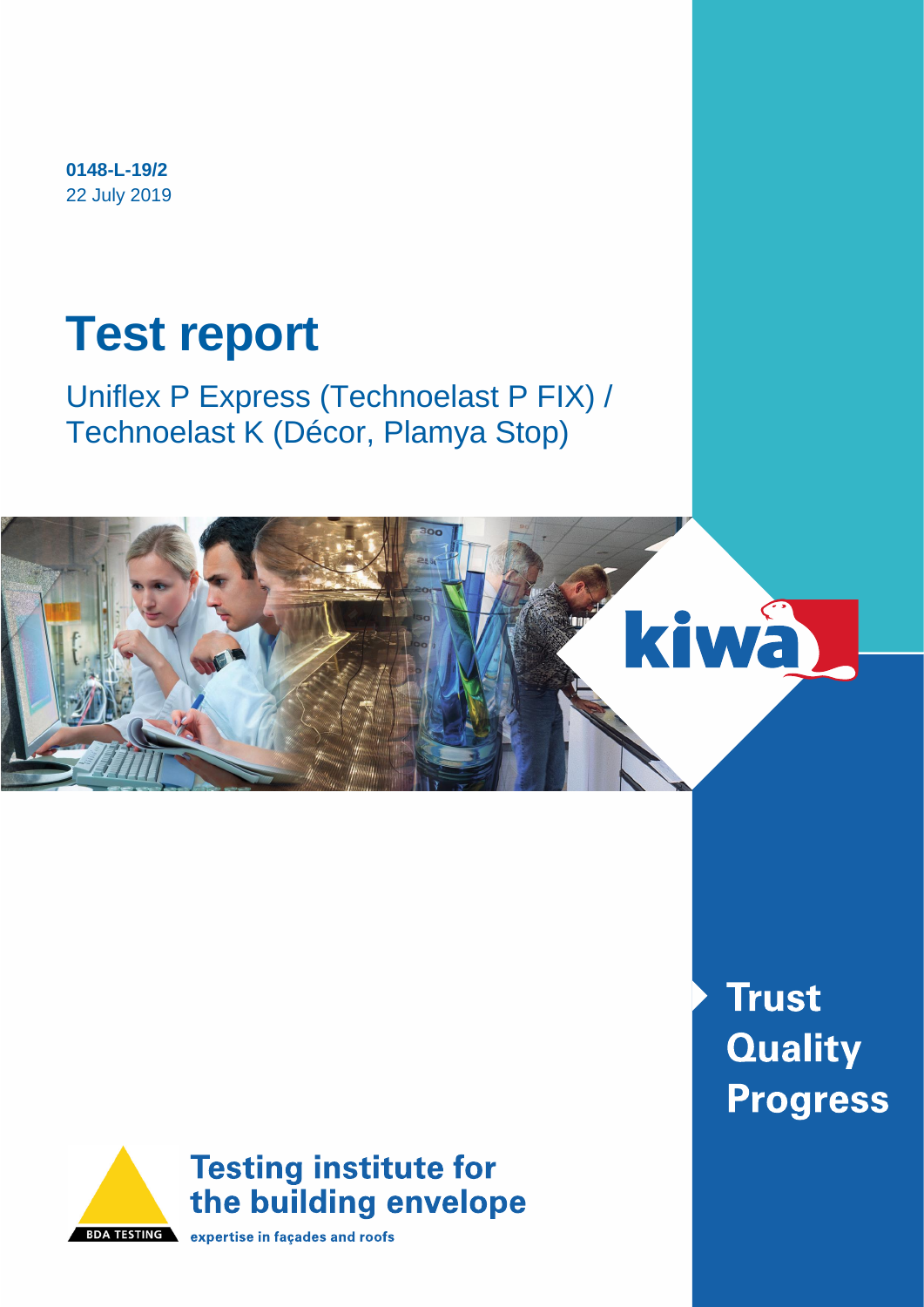**0148-L-19/2**
22 July 2019

# Test report

## Uniflex P Express (Technoelast P FIX) / Technoelast K (Décor, Plamya Stop)

kiwa

**Trust**
**Quality**
**Progress**

BDA TESTING

**Testing institute for the building envelope**

**expertise in façades and roofs**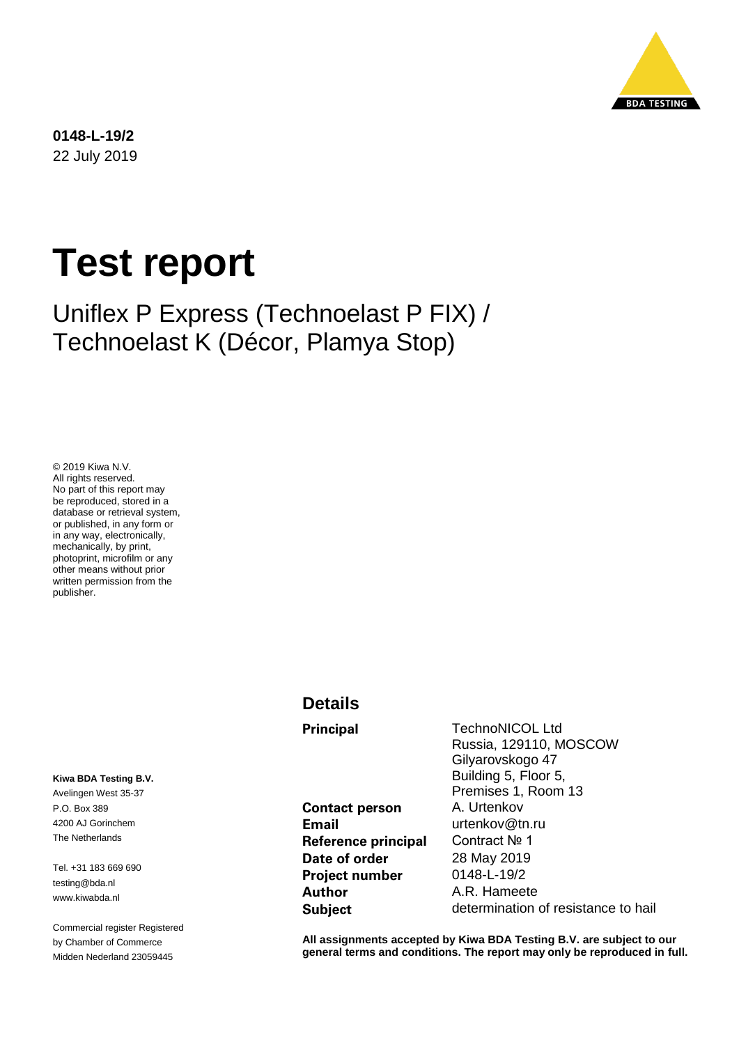**0148-L-19/2**
22 July 2019

# Test report

## Uniflex P Express (Technoelast P FIX) / Technoelast K (Décor, Plamya Stop)

© 2019 Kiwa N.V.
All rights reserved.
No part of this report may be reproduced, stored in a database or retrieval system, or published, in any form or in any way, electronically, mechanically, by print, photoprint, microfilm or any other means without prior written permission from the publisher.

**Kiwa BDA Testing B.V.**
Avelingen West 35-37
P.O. Box 389
4200 AJ Gorinchem
The Netherlands

Tel. +31 183 669 690
testing@bda.nl
www.kiwabda.nl

Commercial register Registered by Chamber of Commerce Midden Nederland 23059445

### Details

| | |
|---|---|
| **Principal** | TechnoNICOL Ltd<br>Russia, 129110, MOSCOW<br>Gilyarovskogo 47<br>Building 5, Floor 5,<br>Premises 1, Room 13 |
| **Contact person** | A. Urtenkov |
| **Email** | urtenkov@tn.ru |
| **Reference principal** | Contract № 1 |
| **Date of order** | 28 May 2019 |
| **Project number** | 0148-L-19/2 |
| **Author** | A.R. Hameete |
| **Subject** | determination of resistance to hail |

**All assignments accepted by Kiwa BDA Testing B.V. are subject to our general terms and conditions. The report may only be reproduced in full.**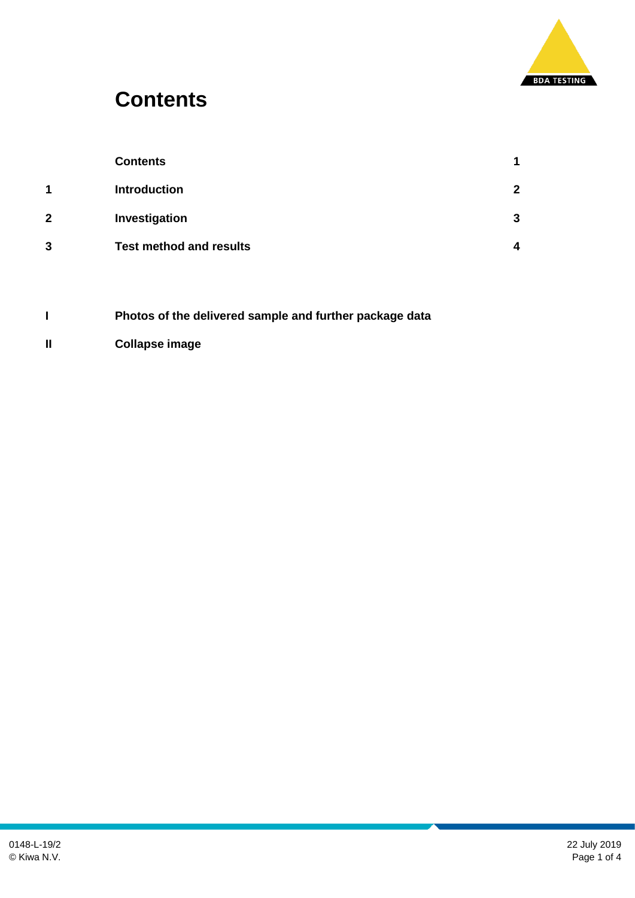# Contents

| | | |
|---|---|---|
| | **Contents** | **1** |
| **1** | **Introduction** | **2** |
| **2** | **Investigation** | **3** |
| **3** | **Test method and results** | **4** |
| | | |
| **I** | **Photos of the delivered sample and further package data** | |
| **II** | **Collapse image** | |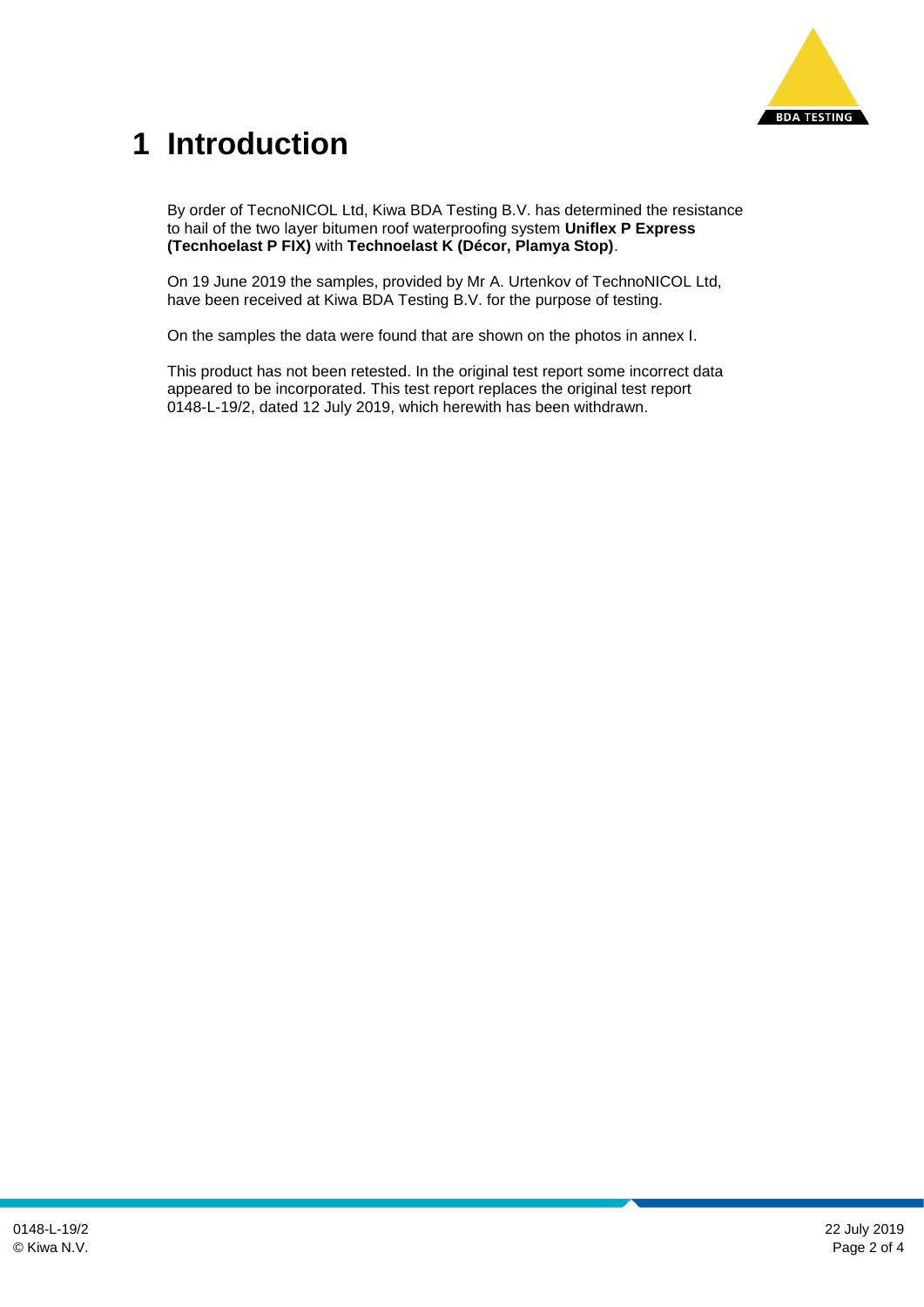# 1 Introduction

By order of TecnoNICOL Ltd, Kiwa BDA Testing B.V. has determined the resistance to hail of the two layer bitumen roof waterproofing system **Uniflex P Express (Tecnhoelast P FIX)** with **Technoelast K (Décor, Plamya Stop)**.

On 19 June 2019 the samples, provided by Mr A. Urtenkov of TechnoNICOL Ltd, have been received at Kiwa BDA Testing B.V. for the purpose of testing.

On the samples the data were found that are shown on the photos in annex I.

This product has not been retested. In the original test report some incorrect data appeared to be incorporated. This test report replaces the original test report 0148-L-19/2, dated 12 July 2019, which herewith has been withdrawn.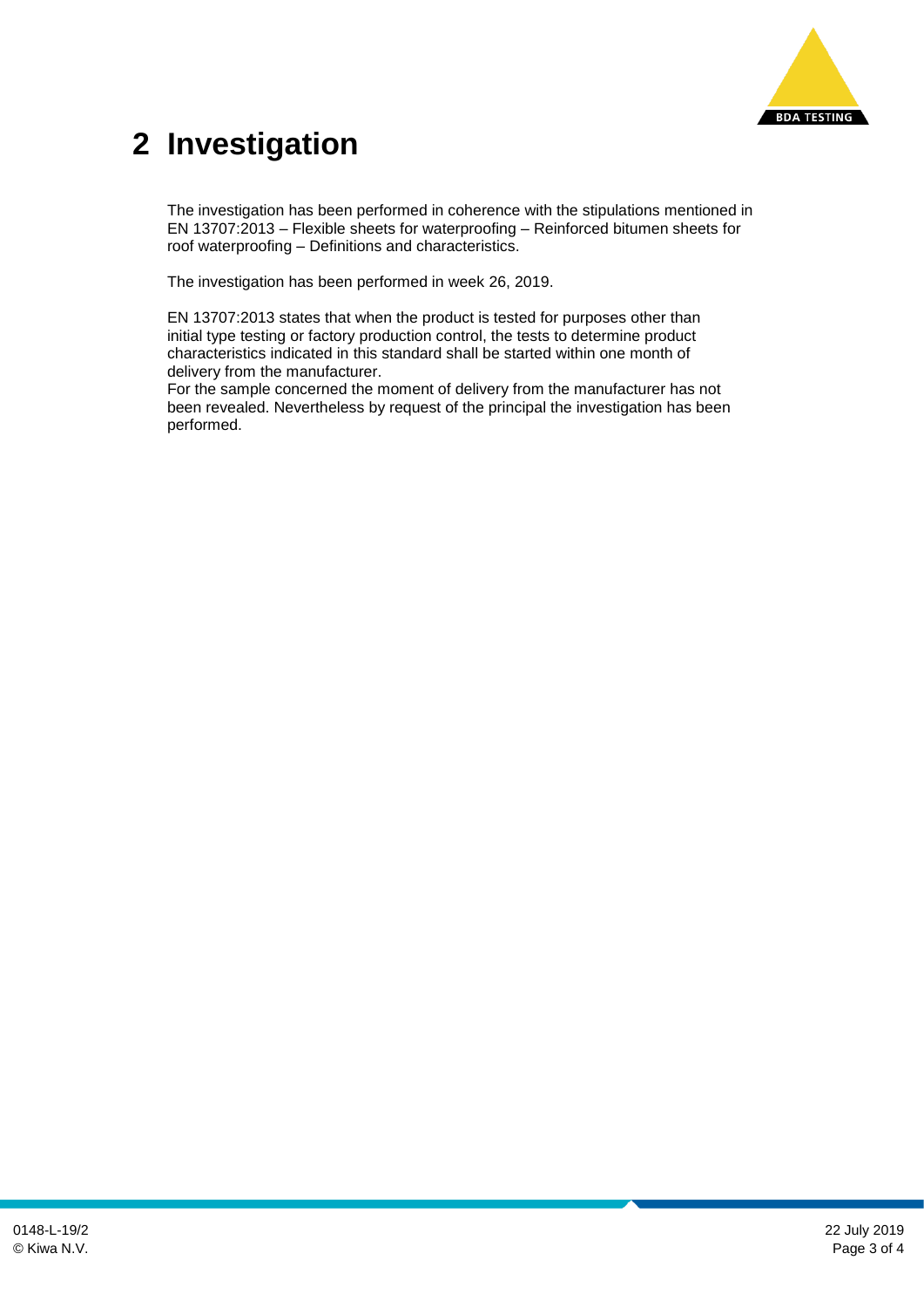# 2 Investigation

The investigation has been performed in coherence with the stipulations mentioned in EN 13707:2013 – Flexible sheets for waterproofing – Reinforced bitumen sheets for roof waterproofing – Definitions and characteristics.

The investigation has been performed in week 26, 2019.

EN 13707:2013 states that when the product is tested for purposes other than initial type testing or factory production control, the tests to determine product characteristics indicated in this standard shall be started within one month of delivery from the manufacturer.
For the sample concerned the moment of delivery from the manufacturer has not been revealed. Nevertheless by request of the principal the investigation has been performed.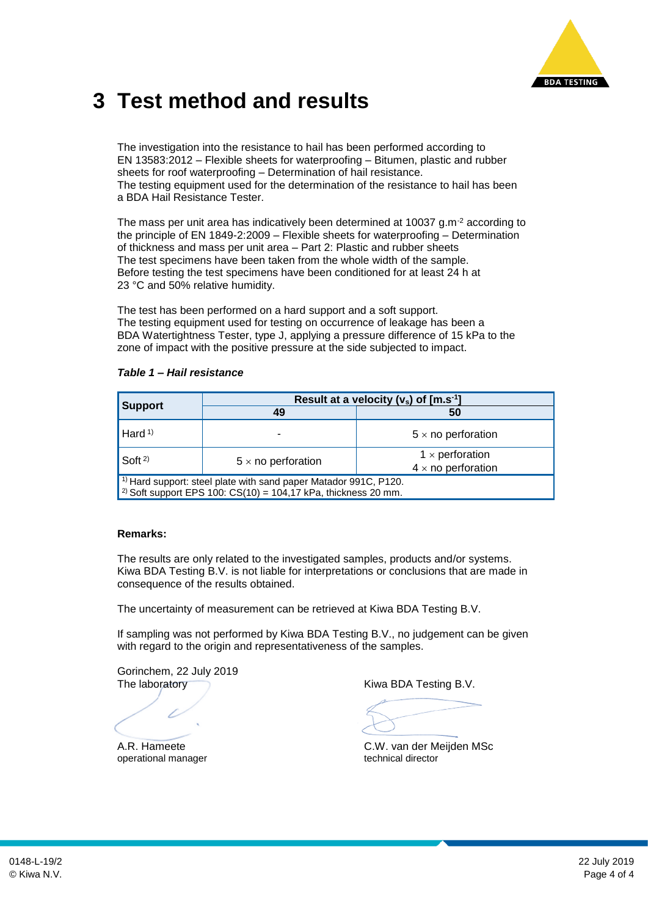# 3 Test method and results

The investigation into the resistance to hail has been performed according to EN 13583:2012 – Flexible sheets for waterproofing – Bitumen, plastic and rubber sheets for roof waterproofing – Determination of hail resistance.
The testing equipment used for the determination of the resistance to hail has been a BDA Hail Resistance Tester.

The mass per unit area has indicatively been determined at 10037 $g.m^{-2}$ according to the principle of EN 1849-2:2009 – Flexible sheets for waterproofing – Determination of thickness and mass per unit area – Part 2: Plastic and rubber sheets
The test specimens have been taken from the whole width of the sample.
Before testing the test specimens have been conditioned for at least 24 h at 23 °C and 50% relative humidity.

The test has been performed on a hard support and a soft support.
The testing equipment used for testing on occurrence of leakage has been a BDA Watertightness Tester, type J, applying a pressure difference of 15 kPa to the zone of impact with the positive pressure at the side subjected to impact.

***Table 1 – Hail resistance***

| **Support** | **Result at a velocity ($v_s$) of [$m.s^{-1}$]** | |
|---|---|---|
| | **49** | **50** |
| Hard [1] | - | 5 × no perforation |
| Soft [2] | 5 × no perforation | 1 × perforation<br>4 × no perforation |

[1] Hard support: steel plate with sand paper Matador 991C, P120.
[2] Soft support EPS 100: CS(10) = 104,17 kPa, thickness 20 mm.

**Remarks:**

The results are only related to the investigated samples, products and/or systems. Kiwa BDA Testing B.V. is not liable for interpretations or conclusions that are made in consequence of the results obtained.

The uncertainty of measurement can be retrieved at Kiwa BDA Testing B.V.

If sampling was not performed by Kiwa BDA Testing B.V., no judgement can be given with regard to the origin and representativeness of the samples.

Gorinchem, 22 July 2019
The laboratory

A.R. Hameete
operational manager

Kiwa BDA Testing B.V.

C.W. van der Meijden MSc
technical director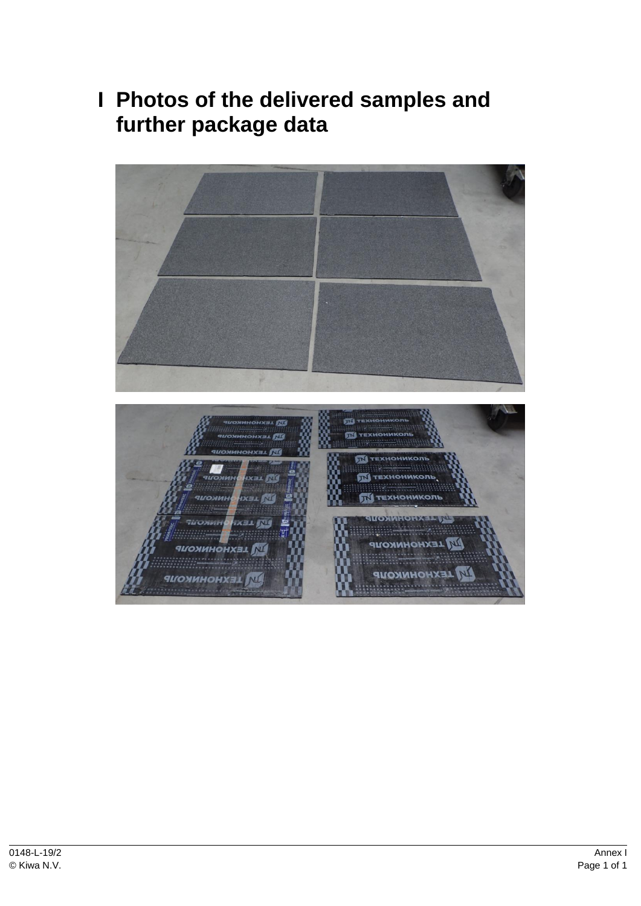# I Photos of the delivered samples and further package data